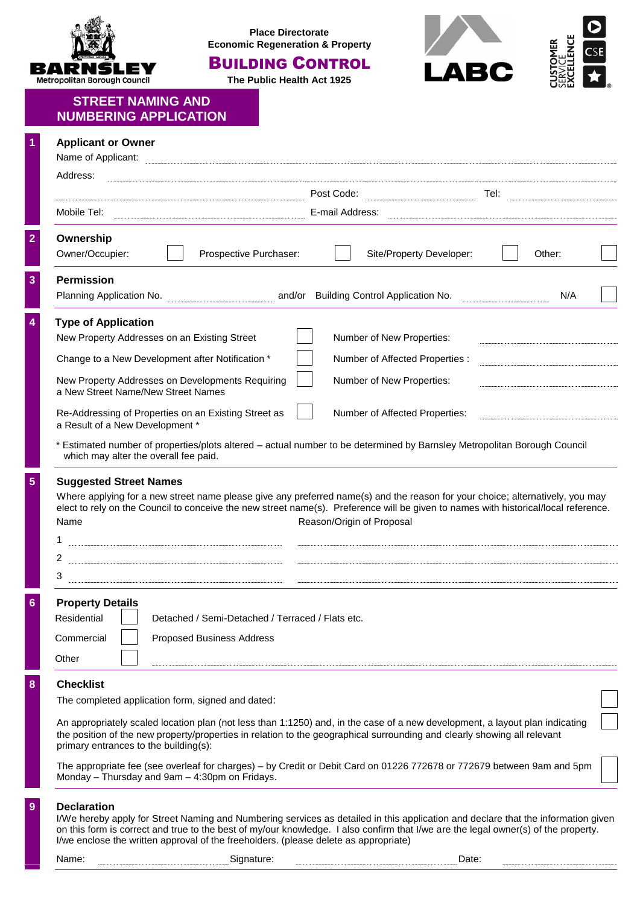BARNSLEY
Metropolitan Borough Council

Place Directorate
Economic Regeneration & Property

**BUILDING CONTROL**

The Public Health Act 1925

LABC

CUSTOMER SERVICE EXCELLENCE

# STREET NAMING AND NUMBERING APPLICATION

## 1 Applicant or Owner

Name of Applicant: ..........

Address: ..........

.......... Post Code: .......... Tel: ..........

Mobile Tel: .......... E-mail Address: ..........

## 2 Ownership

Owner/Occupier: ☐ Prospective Purchaser: ☐ Site/Property Developer: ☐ Other: ☐

## 3 Permission

Planning Application No. .......... and/or Building Control Application No. .......... N/A ☐

## 4 Type of Application

| | | | |
|---|---|---|---|
| New Property Addresses on an Existing Street | ☐ | Number of New Properties: | .......... |
| Change to a New Development after Notification * | ☐ | Number of Affected Properties : | .......... |
| New Property Addresses on Developments Requiring a New Street Name/New Street Names | ☐ | Number of New Properties: | .......... |
| Re-Addressing of Properties on an Existing Street as a Result of a New Development * | ☐ | Number of Affected Properties: | .......... |

* Estimated number of properties/plots altered – actual number to be determined by Barnsley Metropolitan Borough Council which may alter the overall fee paid.

## 5 Suggested Street Names

Where applying for a new street name please give any preferred name(s) and the reason for your choice; alternatively, you may elect to rely on the Council to conceive the new street name(s). Preference will be given to names with historical/local reference.

| Name | Reason/Origin of Proposal |
|---|---|
| 1 .......... | .......... |
| 2 .......... | .......... |
| 3 .......... | .......... |

## 6 Property Details

Residential ☐ Detached / Semi-Detached / Terraced / Flats etc.

Commercial ☐ Proposed Business Address

Other ☐ ..........

## 8 Checklist

The completed application form, signed and dated: ☐

An appropriately scaled location plan (not less than 1:1250) and, in the case of a new development, a layout plan indicating the position of the new property/properties in relation to the geographical surrounding and clearly showing all relevant primary entrances to the building(s): ☐

The appropriate fee (see overleaf for charges) – by Credit or Debit Card on 01226 772678 or 772679 between 9am and 5pm Monday – Thursday and 9am – 4:30pm on Fridays. ☐

## 9 Declaration

I/We hereby apply for Street Naming and Numbering services as detailed in this application and declare that the information given on this form is correct and true to the best of my/our knowledge. I also confirm that I/we are the legal owner(s) of the property. I/we enclose the written approval of the freeholders. (please delete as appropriate)

Name: .......... Signature: .......... Date: ..........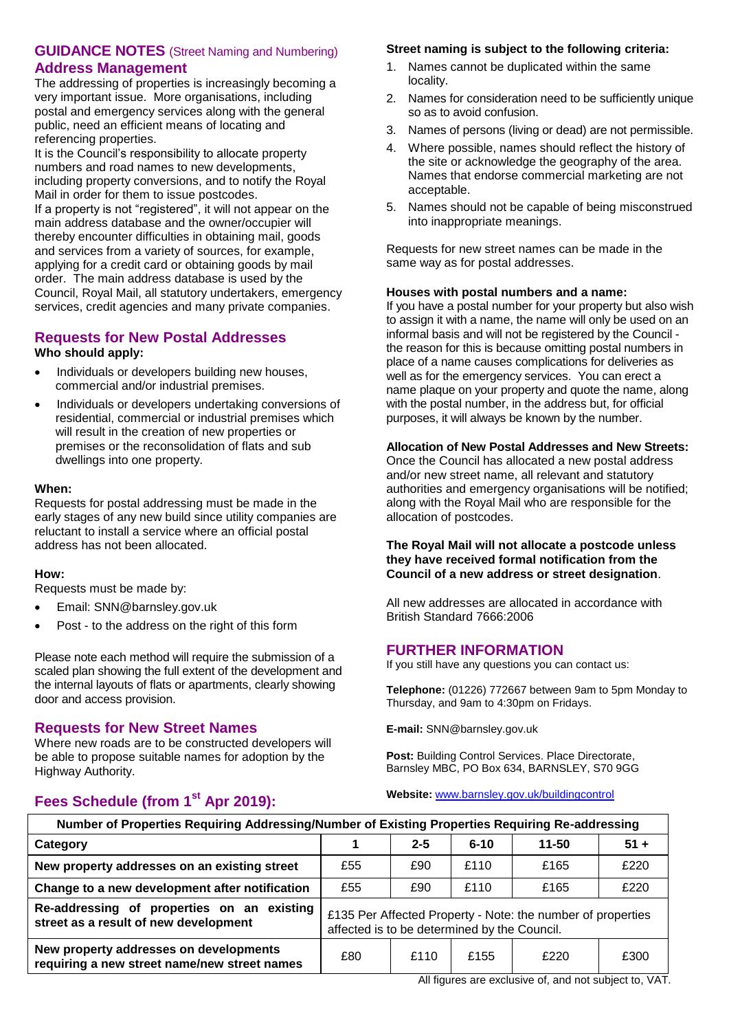## GUIDANCE NOTES (Street Naming and Numbering)

## Address Management

The addressing of properties is increasingly becoming a very important issue. More organisations, including postal and emergency services along with the general public, need an efficient means of locating and referencing properties.

It is the Council's responsibility to allocate property numbers and road names to new developments, including property conversions, and to notify the Royal Mail in order for them to issue postcodes.

If a property is not "registered", it will not appear on the main address database and the owner/occupier will thereby encounter difficulties in obtaining mail, goods and services from a variety of sources, for example, applying for a credit card or obtaining goods by mail order. The main address database is used by the Council, Royal Mail, all statutory undertakers, emergency services, credit agencies and many private companies.

## Requests for New Postal Addresses

**Who should apply:**

- Individuals or developers building new houses, commercial and/or industrial premises.
- Individuals or developers undertaking conversions of residential, commercial or industrial premises which will result in the creation of new properties or premises or the reconsolidation of flats and sub dwellings into one property.

**When:**

Requests for postal addressing must be made in the early stages of any new build since utility companies are reluctant to install a service where an official postal address has not been allocated.

**How:**

Requests must be made by:

- Email: SNN@barnsley.gov.uk
- Post - to the address on the right of this form

Please note each method will require the submission of a scaled plan showing the full extent of the development and the internal layouts of flats or apartments, clearly showing door and access provision.

## Requests for New Street Names

Where new roads are to be constructed developers will be able to propose suitable names for adoption by the Highway Authority.

**Street naming is subject to the following criteria:**

1. Names cannot be duplicated within the same locality.
2. Names for consideration need to be sufficiently unique so as to avoid confusion.
3. Names of persons (living or dead) are not permissible.
4. Where possible, names should reflect the history of the site or acknowledge the geography of the area. Names that endorse commercial marketing are not acceptable.
5. Names should not be capable of being misconstrued into inappropriate meanings.

Requests for new street names can be made in the same way as for postal addresses.

**Houses with postal numbers and a name:**

If you have a postal number for your property but also wish to assign it with a name, the name will only be used on an informal basis and will not be registered by the Council - the reason for this is because omitting postal numbers in place of a name causes complications for deliveries as well as for the emergency services. You can erect a name plaque on your property and quote the name, along with the postal number, in the address but, for official purposes, it will always be known by the number.

**Allocation of New Postal Addresses and New Streets:**

Once the Council has allocated a new postal address and/or new street name, all relevant and statutory authorities and emergency organisations will be notified; along with the Royal Mail who are responsible for the allocation of postcodes.

**The Royal Mail will not allocate a postcode unless they have received formal notification from the Council of a new address or street designation**.

All new addresses are allocated in accordance with British Standard 7666:2006

## FURTHER INFORMATION

If you still have any questions you can contact us:

**Telephone:** (01226) 772667 between 9am to 5pm Monday to Thursday, and 9am to 4:30pm on Fridays.

**E-mail:** SNN@barnsley.gov.uk

**Post:** Building Control Services. Place Directorate, Barnsley MBC, PO Box 634, BARNSLEY, S70 9GG

**Website:** www.barnsley.gov.uk/buildingcontrol

## Fees Schedule (from 1st Apr 2019):

| Number of Properties Requiring Addressing/Number of Existing Properties Requiring Re-addressing | | | | | |
|---|---|---|---|---|---|
| **Category** | **1** | **2-5** | **6-10** | **11-50** | **51 +** |
| **New property addresses on an existing street** | £55 | £90 | £110 | £165 | £220 |
| **Change to a new development after notification** | £55 | £90 | £110 | £165 | £220 |
| **Re-addressing of properties on an existing street as a result of new development** | £135 Per Affected Property - Note: the number of properties affected is to be determined by the Council. | | | | |
| **New property addresses on developments requiring a new street name/new street names** | £80 | £110 | £155 | £220 | £300 |

All figures are exclusive of, and not subject to, VAT.